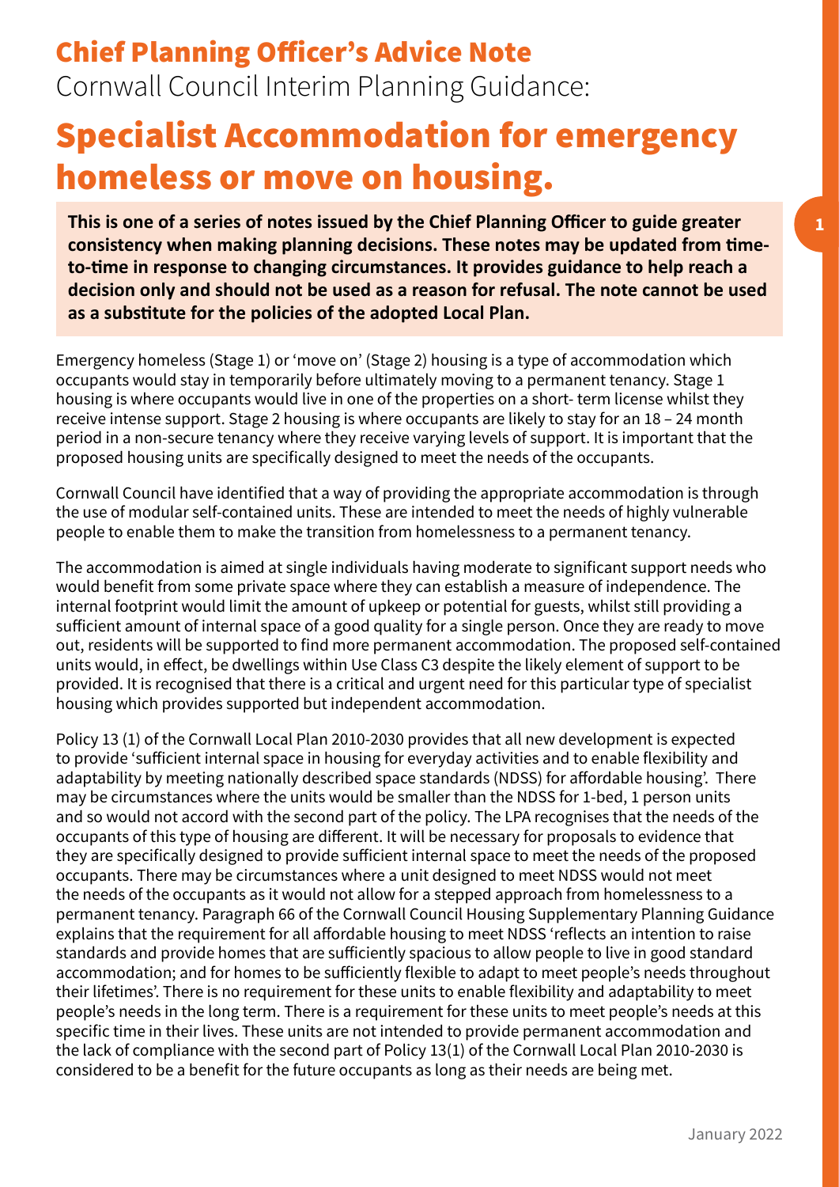# Chief Planning Officer's Advice Note

Cornwall Council Interim Planning Guidance:

# Specialist Accommodation for emergency homeless or move on housing.

**This is one of a series of notes issued by the Chief Planning Officer to guide greater consistency when making planning decisions. These notes may be updated from time-to-time in response to changing circumstances. It provides guidance to help reach a decision only and should not be used as a reason for refusal. The note cannot be used as a substitute for the policies of the adopted Local Plan.**

Emergency homeless (Stage 1) or 'move on' (Stage 2) housing is a type of accommodation which occupants would stay in temporarily before ultimately moving to a permanent tenancy. Stage 1 housing is where occupants would live in one of the properties on a short- term license whilst they receive intense support. Stage 2 housing is where occupants are likely to stay for an 18 – 24 month period in a non-secure tenancy where they receive varying levels of support. It is important that the proposed housing units are specifically designed to meet the needs of the occupants.

Cornwall Council have identified that a way of providing the appropriate accommodation is through the use of modular self-contained units. These are intended to meet the needs of highly vulnerable people to enable them to make the transition from homelessness to a permanent tenancy.

The accommodation is aimed at single individuals having moderate to significant support needs who would benefit from some private space where they can establish a measure of independence. The internal footprint would limit the amount of upkeep or potential for guests, whilst still providing a sufficient amount of internal space of a good quality for a single person. Once they are ready to move out, residents will be supported to find more permanent accommodation. The proposed self-contained units would, in effect, be dwellings within Use Class C3 despite the likely element of support to be provided. It is recognised that there is a critical and urgent need for this particular type of specialist housing which provides supported but independent accommodation.

Policy 13 (1) of the Cornwall Local Plan 2010-2030 provides that all new development is expected to provide 'sufficient internal space in housing for everyday activities and to enable flexibility and adaptability by meeting nationally described space standards (NDSS) for affordable housing'. There may be circumstances where the units would be smaller than the NDSS for 1-bed, 1 person units and so would not accord with the second part of the policy. The LPA recognises that the needs of the occupants of this type of housing are different. It will be necessary for proposals to evidence that they are specifically designed to provide sufficient internal space to meet the needs of the proposed occupants. There may be circumstances where a unit designed to meet NDSS would not meet the needs of the occupants as it would not allow for a stepped approach from homelessness to a permanent tenancy. Paragraph 66 of the Cornwall Council Housing Supplementary Planning Guidance explains that the requirement for all affordable housing to meet NDSS 'reflects an intention to raise standards and provide homes that are sufficiently spacious to allow people to live in good standard accommodation; and for homes to be sufficiently flexible to adapt to meet people's needs throughout their lifetimes'. There is no requirement for these units to enable flexibility and adaptability to meet people's needs in the long term. There is a requirement for these units to meet people's needs at this specific time in their lives. These units are not intended to provide permanent accommodation and the lack of compliance with the second part of Policy 13(1) of the Cornwall Local Plan 2010-2030 is considered to be a benefit for the future occupants as long as their needs are being met.

January 2022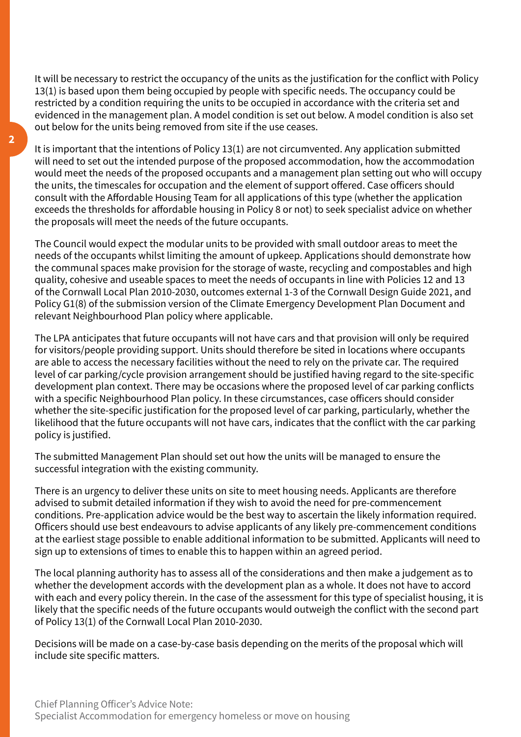It will be necessary to restrict the occupancy of the units as the justification for the conflict with Policy 13(1) is based upon them being occupied by people with specific needs. The occupancy could be restricted by a condition requiring the units to be occupied in accordance with the criteria set and evidenced in the management plan. A model condition is set out below. A model condition is also set out below for the units being removed from site if the use ceases.

It is important that the intentions of Policy 13(1) are not circumvented. Any application submitted will need to set out the intended purpose of the proposed accommodation, how the accommodation would meet the needs of the proposed occupants and a management plan setting out who will occupy the units, the timescales for occupation and the element of support offered. Case officers should consult with the Affordable Housing Team for all applications of this type (whether the application exceeds the thresholds for affordable housing in Policy 8 or not) to seek specialist advice on whether the proposals will meet the needs of the future occupants.

The Council would expect the modular units to be provided with small outdoor areas to meet the needs of the occupants whilst limiting the amount of upkeep. Applications should demonstrate how the communal spaces make provision for the storage of waste, recycling and compostables and high quality, cohesive and useable spaces to meet the needs of occupants in line with Policies 12 and 13 of the Cornwall Local Plan 2010-2030, outcomes external 1-3 of the Cornwall Design Guide 2021, and Policy G1(8) of the submission version of the Climate Emergency Development Plan Document and relevant Neighbourhood Plan policy where applicable.

The LPA anticipates that future occupants will not have cars and that provision will only be required for visitors/people providing support. Units should therefore be sited in locations where occupants are able to access the necessary facilities without the need to rely on the private car. The required level of car parking/cycle provision arrangement should be justified having regard to the site-specific development plan context. There may be occasions where the proposed level of car parking conflicts with a specific Neighbourhood Plan policy. In these circumstances, case officers should consider whether the site-specific justification for the proposed level of car parking, particularly, whether the likelihood that the future occupants will not have cars, indicates that the conflict with the car parking policy is justified.

The submitted Management Plan should set out how the units will be managed to ensure the successful integration with the existing community.

There is an urgency to deliver these units on site to meet housing needs. Applicants are therefore advised to submit detailed information if they wish to avoid the need for pre-commencement conditions. Pre-application advice would be the best way to ascertain the likely information required. Officers should use best endeavours to advise applicants of any likely pre-commencement conditions at the earliest stage possible to enable additional information to be submitted. Applicants will need to sign up to extensions of times to enable this to happen within an agreed period.

The local planning authority has to assess all of the considerations and then make a judgement as to whether the development accords with the development plan as a whole. It does not have to accord with each and every policy therein. In the case of the assessment for this type of specialist housing, it is likely that the specific needs of the future occupants would outweigh the conflict with the second part of Policy 13(1) of the Cornwall Local Plan 2010-2030.

Decisions will be made on a case-by-case basis depending on the merits of the proposal which will include site specific matters.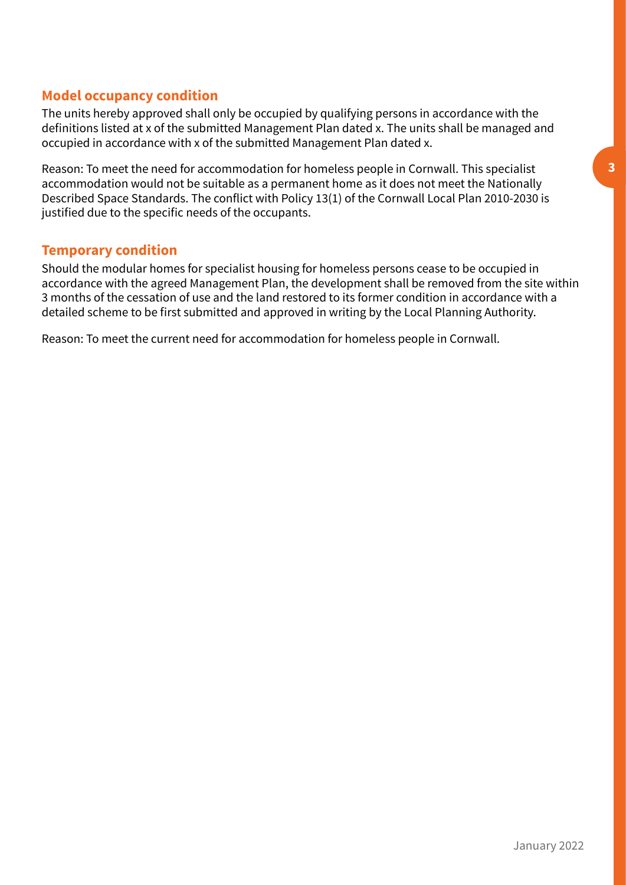## Model occupancy condition

The units hereby approved shall only be occupied by qualifying persons in accordance with the definitions listed at x of the submitted Management Plan dated x. The units shall be managed and occupied in accordance with x of the submitted Management Plan dated x.

Reason: To meet the need for accommodation for homeless people in Cornwall. This specialist accommodation would not be suitable as a permanent home as it does not meet the Nationally Described Space Standards. The conflict with Policy 13(1) of the Cornwall Local Plan 2010-2030 is justified due to the specific needs of the occupants.

## Temporary condition

Should the modular homes for specialist housing for homeless persons cease to be occupied in accordance with the agreed Management Plan, the development shall be removed from the site within 3 months of the cessation of use and the land restored to its former condition in accordance with a detailed scheme to be first submitted and approved in writing by the Local Planning Authority.

Reason: To meet the current need for accommodation for homeless people in Cornwall.